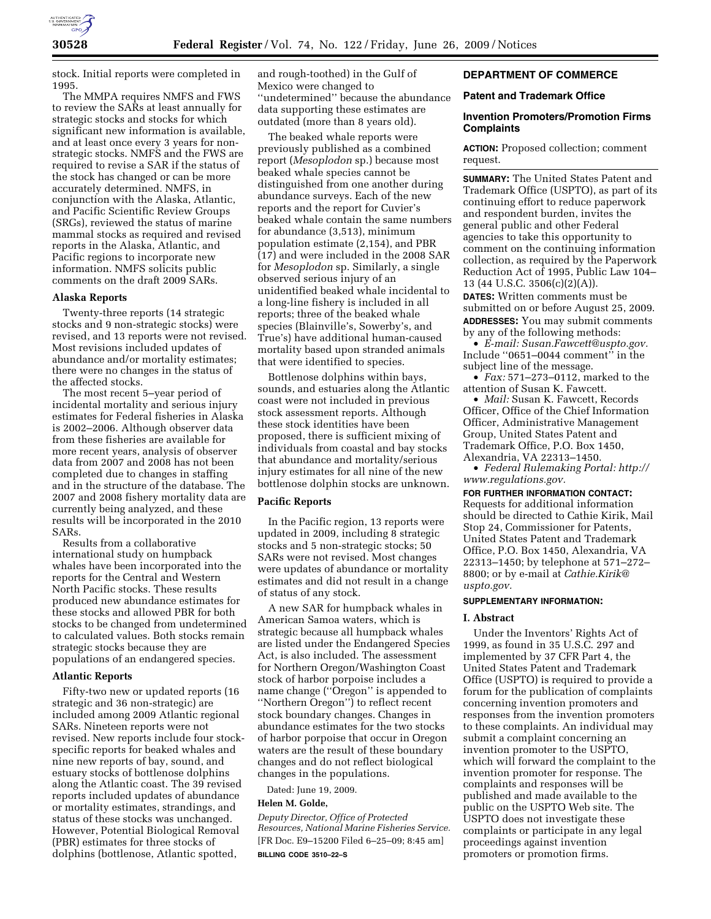stock. Initial reports were completed in 1995.

The MMPA requires NMFS and FWS to review the SARs at least annually for strategic stocks and stocks for which significant new information is available, and at least once every 3 years for non-strategic stocks. NMFS and the FWS are required to revise a SAR if the status of the stock has changed or can be more accurately determined. NMFS, in conjunction with the Alaska, Atlantic, and Pacific Scientific Review Groups (SRGs), reviewed the status of marine mammal stocks as required and revised reports in the Alaska, Atlantic, and Pacific regions to incorporate new information. NMFS solicits public comments on the draft 2009 SARs.

**Alaska Reports**

Twenty-three reports (14 strategic stocks and 9 non-strategic stocks) were revised, and 13 reports were not revised. Most revisions included updates of abundance and/or mortality estimates; there were no changes in the status of the affected stocks.

The most recent 5–year period of incidental mortality and serious injury estimates for Federal fisheries in Alaska is 2002–2006. Although observer data from these fisheries are available for more recent years, analysis of observer data from 2007 and 2008 has not been completed due to changes in staffing and in the structure of the database. The 2007 and 2008 fishery mortality data are currently being analyzed, and these results will be incorporated in the 2010 SARs.

Results from a collaborative international study on humpback whales have been incorporated into the reports for the Central and Western North Pacific stocks. These results produced new abundance estimates for these stocks and allowed PBR for both stocks to be changed from undetermined to calculated values. Both stocks remain strategic stocks because they are populations of an endangered species.

**Atlantic Reports**

Fifty-two new or updated reports (16 strategic and 36 non-strategic) are included among 2009 Atlantic regional SARs. Nineteen reports were not revised. New reports include four stock-specific reports for beaked whales and nine new reports of bay, sound, and estuary stocks of bottlenose dolphins along the Atlantic coast. The 39 revised reports included updates of abundance or mortality estimates, strandings, and status of these stocks was unchanged. However, Potential Biological Removal (PBR) estimates for three stocks of dolphins (bottlenose, Atlantic spotted, and rough-toothed) in the Gulf of Mexico were changed to ''undetermined'' because the abundance data supporting these estimates are outdated (more than 8 years old).

The beaked whale reports were previously published as a combined report (*Mesoplodon* sp.) because most beaked whale species cannot be distinguished from one another during abundance surveys. Each of the new reports and the report for Cuvier's beaked whale contain the same numbers for abundance (3,513), minimum population estimate (2,154), and PBR (17) and were included in the 2008 SAR for *Mesoplodon* sp. Similarly, a single observed serious injury of an unidentified beaked whale incidental to a long-line fishery is included in all reports; three of the beaked whale species (Blainville's, Sowerby's, and True's) have additional human-caused mortality based upon stranded animals that were identified to species.

Bottlenose dolphins within bays, sounds, and estuaries along the Atlantic coast were not included in previous stock assessment reports. Although these stock identities have been proposed, there is sufficient mixing of individuals from coastal and bay stocks that abundance and mortality/serious injury estimates for all nine of the new bottlenose dolphin stocks are unknown.

**Pacific Reports**

In the Pacific region, 13 reports were updated in 2009, including 8 strategic stocks and 5 non-strategic stocks; 50 SARs were not revised. Most changes were updates of abundance or mortality estimates and did not result in a change of status of any stock.

A new SAR for humpback whales in American Samoa waters, which is strategic because all humpback whales are listed under the Endangered Species Act, is also included. The assessment for Northern Oregon/Washington Coast stock of harbor porpoise includes a name change (''Oregon'' is appended to ''Northern Oregon'') to reflect recent stock boundary changes. Changes in abundance estimates for the two stocks of harbor porpoise that occur in Oregon waters are the result of these boundary changes and do not reflect biological changes in the populations.

Dated: June 19, 2009.

**Helen M. Golde,**

*Deputy Director, Office of Protected Resources, National Marine Fisheries Service.*

[FR Doc. E9–15200 Filed 6–25–09; 8:45 am]

**BILLING CODE 3510–22–S**

## DEPARTMENT OF COMMERCE

### Patent and Trademark Office

### Invention Promoters/Promotion Firms Complaints

**ACTION:** Proposed collection; comment request.

**SUMMARY:** The United States Patent and Trademark Office (USPTO), as part of its continuing effort to reduce paperwork and respondent burden, invites the general public and other Federal agencies to take this opportunity to comment on the continuing information collection, as required by the Paperwork Reduction Act of 1995, Public Law 104–13 (44 U.S.C. 3506(c)(2)(A)).

**DATES:** Written comments must be submitted on or before August 25, 2009.

**ADDRESSES:** You may submit comments by any of the following methods:

- *E-mail: Susan.Fawcett@uspto.gov.* Include ''0651–0044 comment'' in the subject line of the message.
- *Fax:* 571–273–0112, marked to the attention of Susan K. Fawcett.
- *Mail:* Susan K. Fawcett, Records Officer, Office of the Chief Information Officer, Administrative Management Group, United States Patent and Trademark Office, P.O. Box 1450, Alexandria, VA 22313–1450.
- *Federal Rulemaking Portal: http://www.regulations.gov.*

**FOR FURTHER INFORMATION CONTACT:** Requests for additional information should be directed to Cathie Kirik, Mail Stop 24, Commissioner for Patents, United States Patent and Trademark Office, P.O. Box 1450, Alexandria, VA 22313–1450; by telephone at 571–272–8800; or by e-mail at *Cathie.Kirik@uspto.gov.*

**SUPPLEMENTARY INFORMATION:**

**I. Abstract**

Under the Inventors' Rights Act of 1999, as found in 35 U.S.C. 297 and implemented by 37 CFR Part 4, the United States Patent and Trademark Office (USPTO) is required to provide a forum for the publication of complaints concerning invention promoters and responses from the invention promoters to these complaints. An individual may submit a complaint concerning an invention promoter to the USPTO, which will forward the complaint to the invention promoter for response. The complaints and responses will be published and made available to the public on the USPTO Web site. The USPTO does not investigate these complaints or participate in any legal proceedings against invention promoters or promotion firms.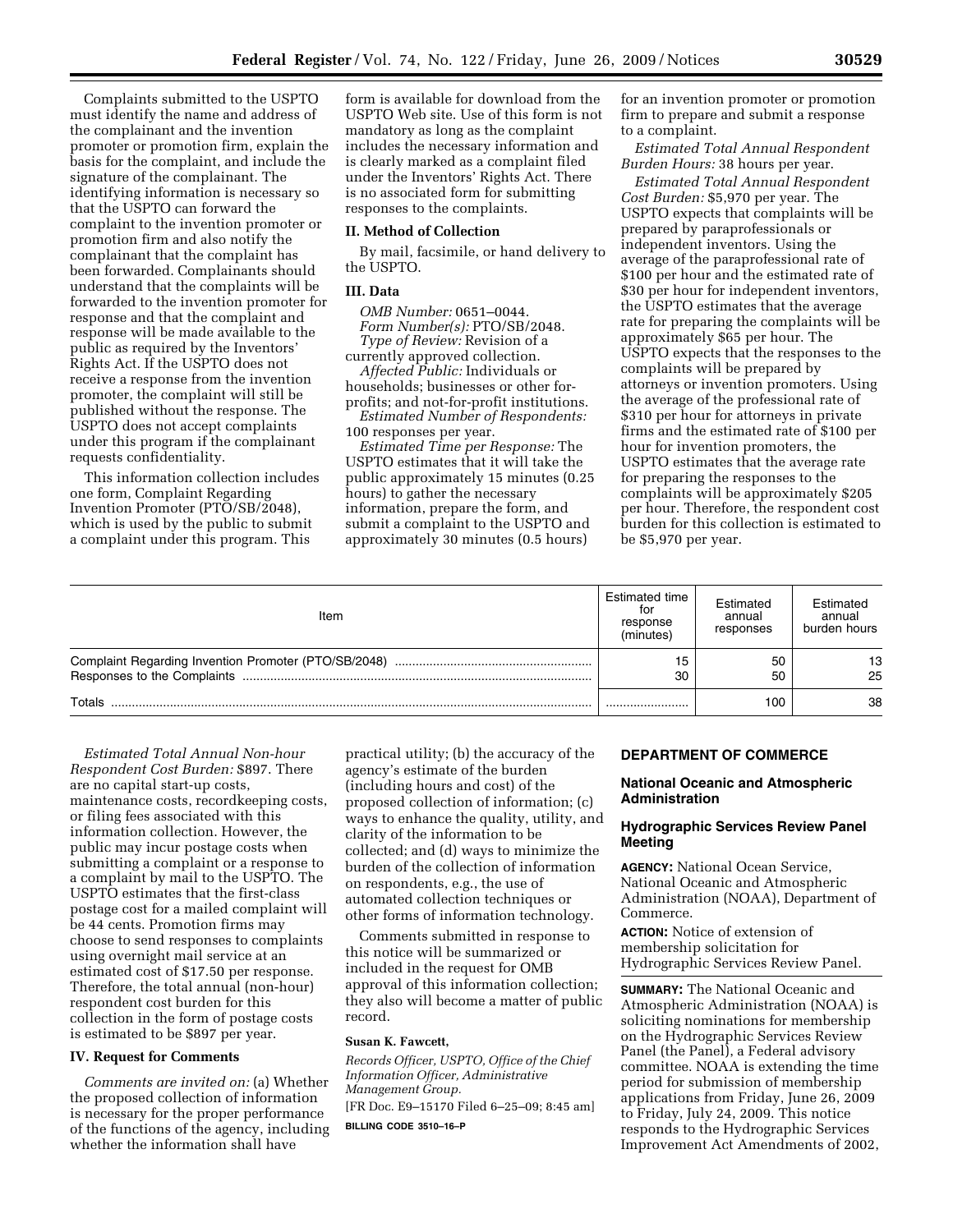Complaints submitted to the USPTO must identify the name and address of the complainant and the invention promoter or promotion firm, explain the basis for the complaint, and include the signature of the complainant. The identifying information is necessary so that the USPTO can forward the complaint to the invention promoter or promotion firm and also notify the complainant that the complaint has been forwarded. Complainants should understand that the complaints will be forwarded to the invention promoter for response and that the complaint and response will be made available to the public as required by the Inventors' Rights Act. If the USPTO does not receive a response from the invention promoter, the complaint will still be published without the response. The USPTO does not accept complaints under this program if the complainant requests confidentiality.

This information collection includes one form, Complaint Regarding Invention Promoter (PTO/SB/2048), which is used by the public to submit a complaint under this program. This form is available for download from the USPTO Web site. Use of this form is not mandatory as long as the complaint includes the necessary information and is clearly marked as a complaint filed under the Inventors' Rights Act. There is no associated form for submitting responses to the complaints.

## II. Method of Collection

By mail, facsimile, or hand delivery to the USPTO.

## III. Data

*OMB Number:* 0651–0044.

*Form Number(s):* PTO/SB/2048.

*Type of Review:* Revision of a currently approved collection.

*Affected Public:* Individuals or households; businesses or other for-profits; and not-for-profit institutions.

*Estimated Number of Respondents:* 100 responses per year.

*Estimated Time per Response:* The USPTO estimates that it will take the public approximately 15 minutes (0.25 hours) to gather the necessary information, prepare the form, and submit a complaint to the USPTO and approximately 30 minutes (0.5 hours) for an invention promoter or promotion firm to prepare and submit a response to a complaint.

*Estimated Total Annual Respondent Burden Hours:* 38 hours per year.

*Estimated Total Annual Respondent Cost Burden:* $5,970 per year. The USPTO expects that complaints will be prepared by paraprofessionals or independent inventors. Using the average of the paraprofessional rate of $100 per hour and the estimated rate of $30 per hour for independent inventors, the USPTO estimates that the average rate for preparing the complaints will be approximately $65 per hour. The USPTO expects that the responses to the complaints will be prepared by attorneys or invention promoters. Using the average of the professional rate of $310 per hour for attorneys in private firms and the estimated rate of $100 per hour for invention promoters, the USPTO estimates that the average rate for preparing the responses to the complaints will be approximately $205 per hour. Therefore, the respondent cost burden for this collection is estimated to be $5,970 per year.

| Item | Estimated time for response (minutes) | Estimated annual responses | Estimated annual burden hours |
|---|---|---|---|
| Complaint Regarding Invention Promoter (PTO/SB/2048) | 15 | 50 | 13 |
| Responses to the Complaints | 30 | 50 | 25 |
| Totals | | 100 | 38 |

*Estimated Total Annual Non-hour Respondent Cost Burden:* $897. There are no capital start-up costs, maintenance costs, recordkeeping costs, or filing fees associated with this information collection. However, the public may incur postage costs when submitting a complaint or a response to a complaint by mail to the USPTO. The USPTO estimates that the first-class postage cost for a mailed complaint will be 44 cents. Promotion firms may choose to send responses to complaints using overnight mail service at an estimated cost of $17.50 per response. Therefore, the total annual (non-hour) respondent cost burden for this collection in the form of postage costs is estimated to be $897 per year.

## IV. Request for Comments

*Comments are invited on:* (a) Whether the proposed collection of information is necessary for the proper performance of the functions of the agency, including whether the information shall have practical utility; (b) the accuracy of the agency's estimate of the burden (including hours and cost) of the proposed collection of information; (c) ways to enhance the quality, utility, and clarity of the information to be collected; and (d) ways to minimize the burden of the collection of information on respondents, e.g., the use of automated collection techniques or other forms of information technology.

Comments submitted in response to this notice will be summarized or included in the request for OMB approval of this information collection; they also will become a matter of public record.

**Susan K. Fawcett,**

*Records Officer, USPTO, Office of the Chief Information Officer, Administrative Management Group.*

[FR Doc. E9–15170 Filed 6–25–09; 8:45 am]

**BILLING CODE 3510–16–P**

## DEPARTMENT OF COMMERCE

### National Oceanic and Atmospheric Administration

### Hydrographic Services Review Panel Meeting

**AGENCY:** National Ocean Service, National Oceanic and Atmospheric Administration (NOAA), Department of Commerce.

**ACTION:** Notice of extension of membership solicitation for Hydrographic Services Review Panel.

**SUMMARY:** The National Oceanic and Atmospheric Administration (NOAA) is soliciting nominations for membership on the Hydrographic Services Review Panel (the Panel), a Federal advisory committee. NOAA is extending the time period for submission of membership applications from Friday, June 26, 2009 to Friday, July 24, 2009. This notice responds to the Hydrographic Services Improvement Act Amendments of 2002,